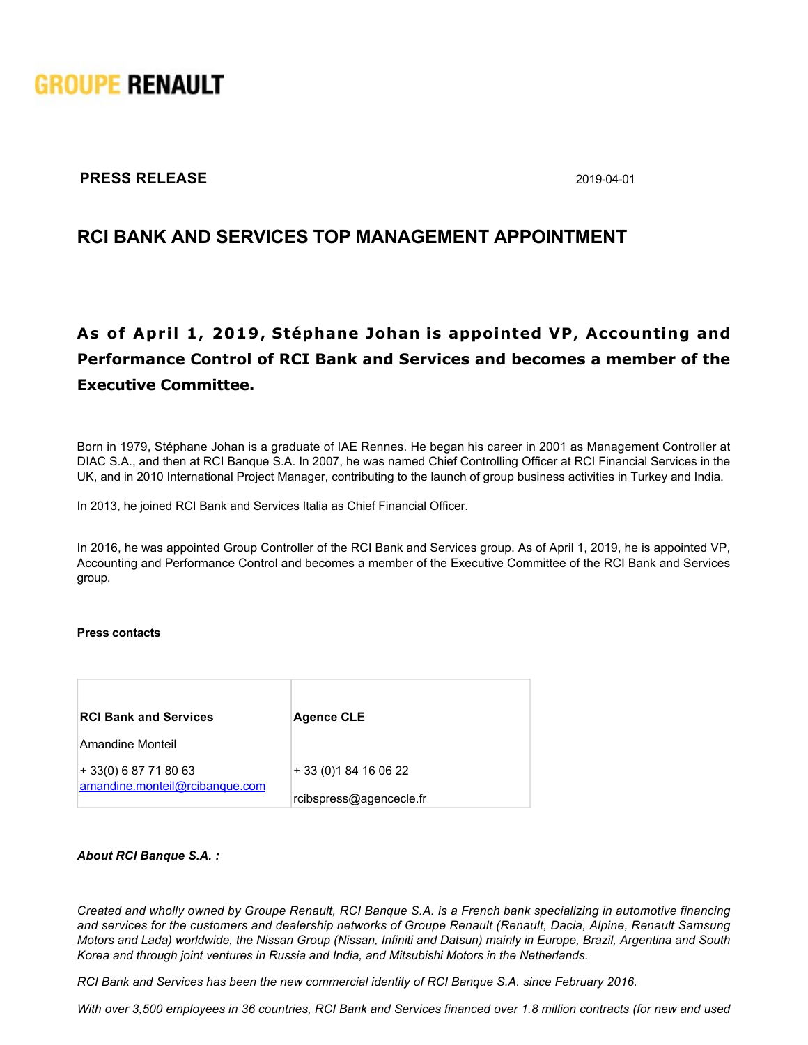GROUPE RENAULT

**PRESS RELEASE** 2019-04-01

# RCI BANK AND SERVICES TOP MANAGEMENT APPOINTMENT

**As of April 1, 2019, Stéphane Johan is appointed VP, Accounting and Performance Control of RCI Bank and Services and becomes a member of the Executive Committee.**

Born in 1979, Stéphane Johan is a graduate of IAE Rennes. He began his career in 2001 as Management Controller at DIAC S.A., and then at RCI Banque S.A. In 2007, he was named Chief Controlling Officer at RCI Financial Services in the UK, and in 2010 International Project Manager, contributing to the launch of group business activities in Turkey and India.

In 2013, he joined RCI Bank and Services Italia as Chief Financial Officer.

In 2016, he was appointed Group Controller of the RCI Bank and Services group. As of April 1, 2019, he is appointed VP, Accounting and Performance Control and becomes a member of the Executive Committee of the RCI Bank and Services group.

**Press contacts**

| **RCI Bank and Services** | **Agence CLE** |
|---|---|
| Amandine Monteil | |
| + 33(0) 6 87 71 80 63<br>amandine.monteil@rcibanque.com | + 33 (0)1 84 16 06 22<br>rcibspress@agencecle.fr |

***About RCI Banque S.A. :***

*Created and wholly owned by Groupe Renault, RCI Banque S.A. is a French bank specializing in automotive financing and services for the customers and dealership networks of Groupe Renault (Renault, Dacia, Alpine, Renault Samsung Motors and Lada) worldwide, the Nissan Group (Nissan, Infiniti and Datsun) mainly in Europe, Brazil, Argentina and South Korea and through joint ventures in Russia and India, and Mitsubishi Motors in the Netherlands.*

*RCI Bank and Services has been the new commercial identity of RCI Banque S.A. since February 2016.*

*With over 3,500 employees in 36 countries, RCI Bank and Services financed over 1.8 million contracts (for new and used*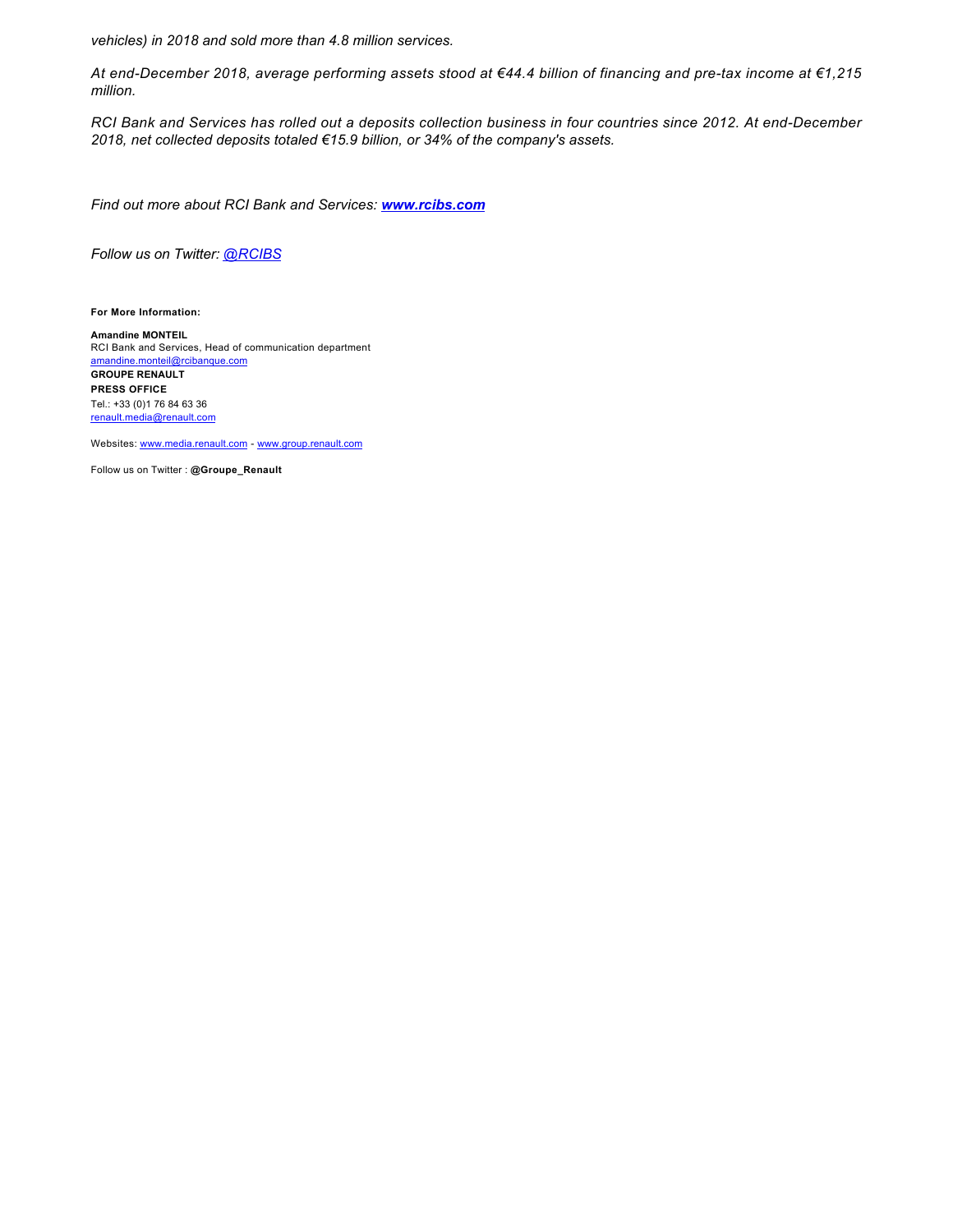*vehicles) in 2018 and sold more than 4.8 million services.*

*At end-December 2018, average performing assets stood at €44.4 billion of financing and pre-tax income at €1,215 million.*

*RCI Bank and Services has rolled out a deposits collection business in four countries since 2012. At end-December 2018, net collected deposits totaled €15.9 billion, or 34% of the company's assets.*

*Find out more about RCI Bank and Services:* ***[www.rcibs.com](http://www.rcibs.com)***

*Follow us on Twitter: [@RCIBS](https://twitter.com/RCIBS)*

**For More Information:**

**Amandine MONTEIL**
RCI Bank and Services, Head of communication department
[amandine.monteil@rcibanque.com](mailto:amandine.monteil@rcibanque.com)
**GROUPE RENAULT**
**PRESS OFFICE**
Tel.: +33 (0)1 76 84 63 36
[renault.media@renault.com](mailto:renault.media@renault.com)

Websites: [www.media.renault.com](http://www.media.renault.com) - [www.group.renault.com](http://www.group.renault.com)

Follow us on Twitter : **@Groupe_Renault**